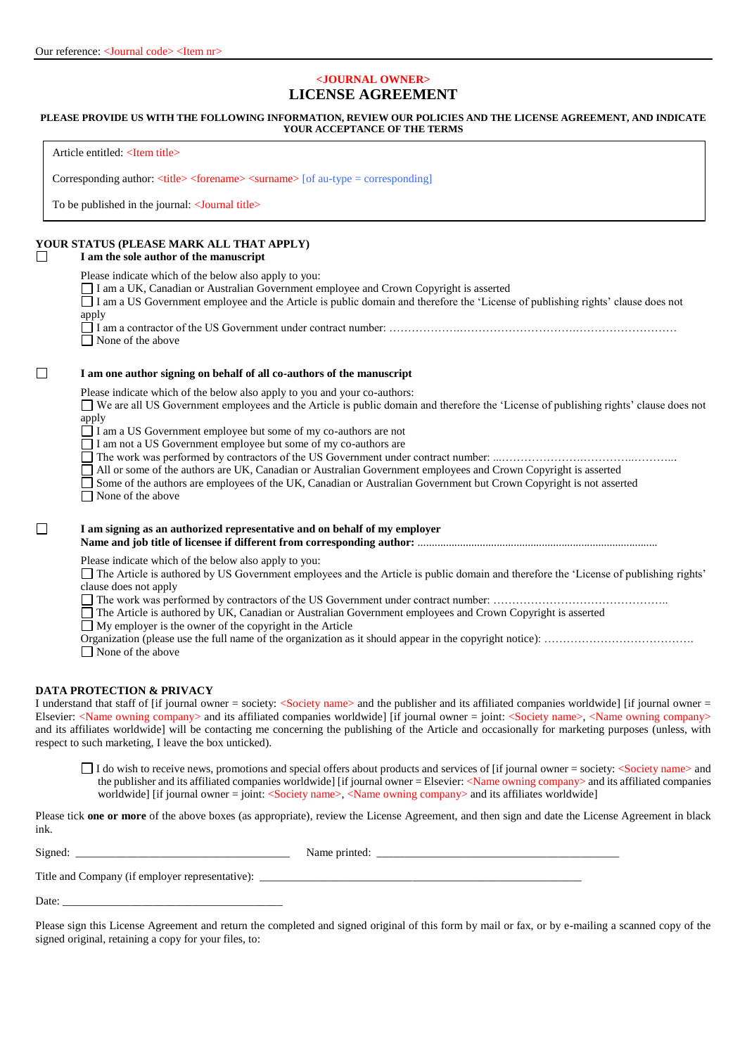Our reference: <Journal code> <Item nr>

# <JOURNAL OWNER>
# LICENSE AGREEMENT

**PLEASE PROVIDE US WITH THE FOLLOWING INFORMATION, REVIEW OUR POLICIES AND THE LICENSE AGREEMENT, AND INDICATE YOUR ACCEPTANCE OF THE TERMS**

Article entitled: <Item title>

Corresponding author: <title> <forename> <surname> [of au-type = corresponding]

To be published in the journal: <Journal title>

## YOUR STATUS (PLEASE MARK ALL THAT APPLY)

☐ **I am the sole author of the manuscript**

Please indicate which of the below also apply to you:

☐ I am a UK, Canadian or Australian Government employee and Crown Copyright is asserted
☐ I am a US Government employee and the Article is public domain and therefore the 'License of publishing rights' clause does not apply
☐ I am a contractor of the US Government under contract number: ……………………………………………………………………………
☐ None of the above

☐ **I am one author signing on behalf of all co-authors of the manuscript**

Please indicate which of the below also apply to you and your co-authors:

☐ We are all US Government employees and the Article is public domain and therefore the 'License of publishing rights' clause does not apply
☐ I am a US Government employee but some of my co-authors are not
☐ I am not a US Government employee but some of my co-authors are
☐ The work was performed by contractors of the US Government under contract number: ...……………………………………………..
☐ All or some of the authors are UK, Canadian or Australian Government employees and Crown Copyright is asserted
☐ Some of the authors are employees of the UK, Canadian or Australian Government but Crown Copyright is not asserted
☐ None of the above

☐ **I am signing as an authorized representative and on behalf of my employer**
**Name and job title of licensee if different from corresponding author:** ...................................................................................

Please indicate which of the below also apply to you:

☐ The Article is authored by US Government employees and the Article is public domain and therefore the 'License of publishing rights' clause does not apply
☐ The work was performed by contractors of the US Government under contract number: ………………………………………..
☐ The Article is authored by UK, Canadian or Australian Government employees and Crown Copyright is asserted
☐ My employer is the owner of the copyright in the Article
Organization (please use the full name of the organization as it should appear in the copyright notice): ………………………………….
☐ None of the above

## DATA PROTECTION & PRIVACY

I understand that staff of [if journal owner = society: <Society name> and the publisher and its affiliated companies worldwide] [if journal owner = Elsevier: <Name owning company> and its affiliated companies worldwide] [if journal owner = joint: <Society name>, <Name owning company> and its affiliates worldwide] will be contacting me concerning the publishing of the Article and occasionally for marketing purposes (unless, with respect to such marketing, I leave the box unticked).

☐ I do wish to receive news, promotions and special offers about products and services of [if journal owner = society: <Society name> and the publisher and its affiliated companies worldwide] [if journal owner = Elsevier: <Name owning company> and its affiliated companies worldwide] [if journal owner = joint: <Society name>, <Name owning company> and its affiliates worldwide]

Please tick **one or more** of the above boxes (as appropriate), review the License Agreement, and then sign and date the License Agreement in black ink.

Signed: ______________________________________ Name printed: ____________________________________________

Title and Company (if employer representative): _________________________________________________________

Date: _______________________________________

Please sign this License Agreement and return the completed and signed original of this form by mail or fax, or by e-mailing a scanned copy of the signed original, retaining a copy for your files, to: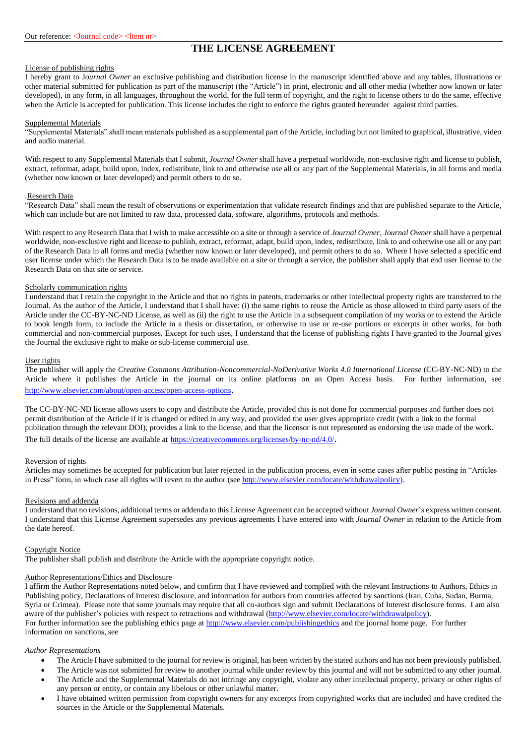Our reference: <Journal code> <Item nr>

# THE LICENSE AGREEMENT

License of publishing rights

I hereby grant to J*ournal Owner* an exclusive publishing and distribution license in the manuscript identified above and any tables, illustrations or other material submitted for publication as part of the manuscript (the "Article") in print, electronic and all other media (whether now known or later developed), in any form, in all languages, throughout the world, for the full term of copyright, and the right to license others to do the same, effective when the Article is accepted for publication. This license includes the right to enforce the rights granted hereunder against third parties.

Supplemental Materials

"Supplemental Materials" shall mean materials published as a supplemental part of the Article, including but not limited to graphical, illustrative, video and audio material.

With respect to any Supplemental Materials that I submit, *Journal Owner* shall have a perpetual worldwide, non-exclusive right and license to publish, extract, reformat, adapt, build upon, index, redistribute, link to and otherwise use all or any part of the Supplemental Materials, in all forms and media (whether now known or later developed) and permit others to do so.

.Research Data

"Research Data" shall mean the result of observations or experimentation that validate research findings and that are published separate to the Article, which can include but are not limited to raw data, processed data, software, algorithms, protocols and methods.

With respect to any Research Data that I wish to make accessible on a site or through a service of *Journal Owner*, *Journal Owner* shall have a perpetual worldwide, non-exclusive right and license to publish, extract, reformat, adapt, build upon, index, redistribute, link to and otherwise use all or any part of the Research Data in all forms and media (whether now known or later developed), and permit others to do so. Where I have selected a specific end user license under which the Research Data is to be made available on a site or through a service, the publisher shall apply that end user license to the Research Data on that site or service.

Scholarly communication rights

I understand that I retain the copyright in the Article and that no rights in patents, trademarks or other intellectual property rights are transferred to the Journal. As the author of the Article, I understand that I shall have: (i) the same rights to reuse the Article as those allowed to third party users of the Article under the CC-BY-NC-ND License, as well as (ii) the right to use the Article in a subsequent compilation of my works or to extend the Article to book length form, to include the Article in a thesis or dissertation, or otherwise to use or re-use portions or excerpts in other works, for both commercial and non-commercial purposes. Except for such uses, I understand that the license of publishing rights I have granted to the Journal gives the Journal the exclusive right to make or sub-license commercial use.

User rights

The publisher will apply the *Creative Commons Attribution-Noncommercial-NoDerivative Works 4.0 International License* (CC-BY-NC-ND) to the Article where it publishes the Article in the journal on its online platforms on an Open Access basis. For further information, see http://www.elsevier.com/about/open-access/open-access-options.

The CC-BY-NC-ND license allows users to copy and distribute the Article, provided this is not done for commercial purposes and further does not permit distribution of the Article if it is changed or edited in any way, and provided the user gives appropriate credit (with a link to the formal publication through the relevant DOI), provides a link to the license, and that the licensor is not represented as endorsing the use made of the work. The full details of the license are available at https://creativecommons.org/licenses/by-nc-nd/4.0/.

Reversion of rights

Articles may sometimes be accepted for publication but later rejected in the publication process, even in some cases after public posting in "Articles in Press" form, in which case all rights will revert to the author (see http://www.elsevier.com/locate/withdrawalpolicy).

Revisions and addenda

I understand that no revisions, additional terms or addenda to this License Agreement can be accepted without *Journal Owner*'s express written consent. I understand that this License Agreement supersedes any previous agreements I have entered into with *Journal Owner* in relation to the Article from the date hereof.

Copyright Notice

The publisher shall publish and distribute the Article with the appropriate copyright notice.

Author Representations/Ethics and Disclosure

I affirm the Author Representations noted below, and confirm that I have reviewed and complied with the relevant Instructions to Authors, Ethics in Publishing policy, Declarations of Interest disclosure, and information for authors from countries affected by sanctions (Iran, Cuba, Sudan, Burma, Syria or Crimea). Please note that some journals may require that all co-authors sign and submit Declarations of Interest disclosure forms. I am also aware of the publisher's policies with respect to retractions and withdrawal (http://www.elsevier.com/locate/withdrawalpolicy).
For further information see the publishing ethics page at http://www.elsevier.com/publishingethics and the journal home page. For further information on sanctions, see

*Author Representations*

- The Article I have submitted to the journal for review is original, has been written by the stated authors and has not been previously published.
- The Article was not submitted for review to another journal while under review by this journal and will not be submitted to any other journal.
- The Article and the Supplemental Materials do not infringe any copyright, violate any other intellectual property, privacy or other rights of any person or entity, or contain any libelous or other unlawful matter.
- I have obtained written permission from copyright owners for any excerpts from copyrighted works that are included and have credited the sources in the Article or the Supplemental Materials.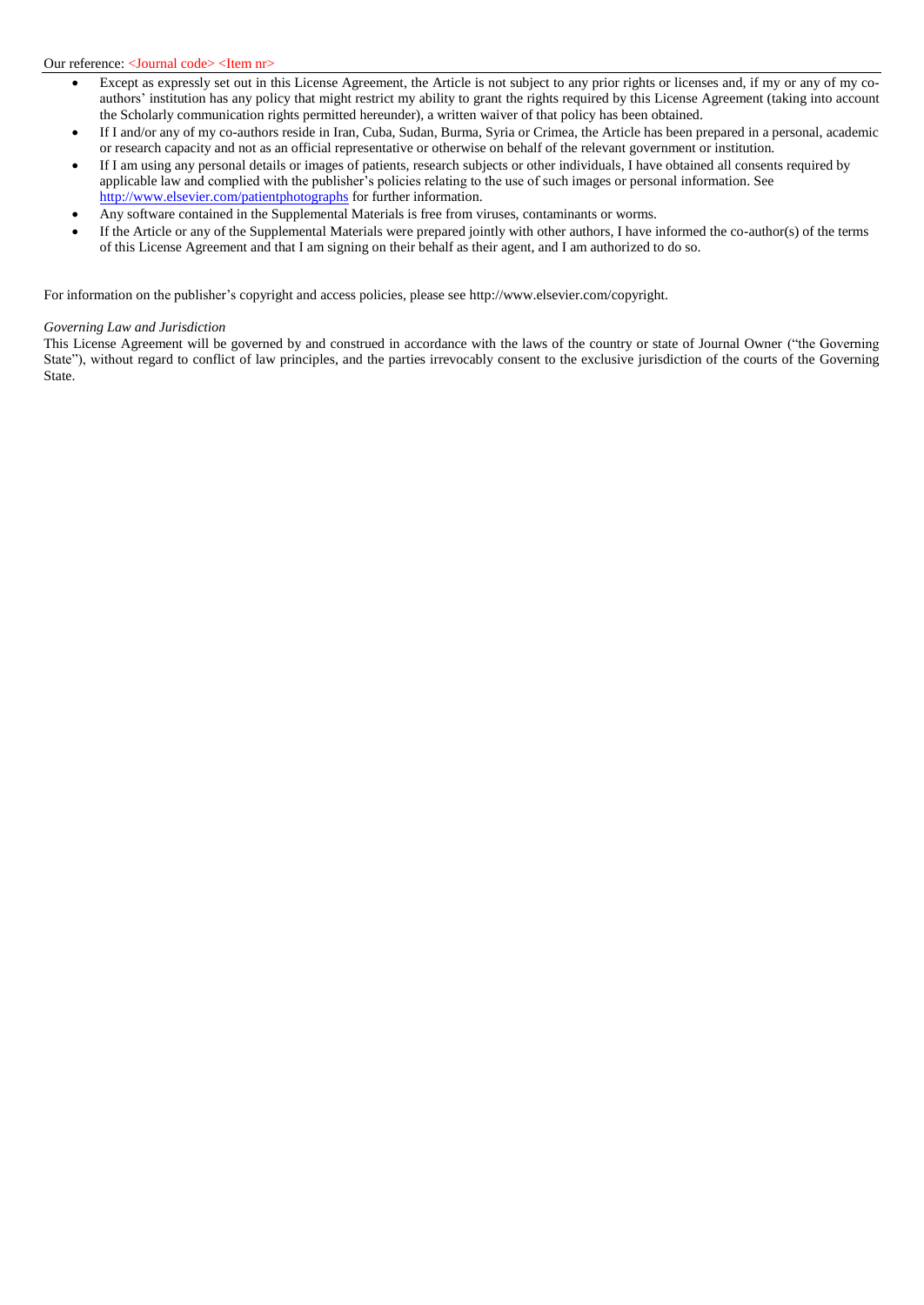Our reference: <Journal code> <Item nr>

- Except as expressly set out in this License Agreement, the Article is not subject to any prior rights or licenses and, if my or any of my co-authors' institution has any policy that might restrict my ability to grant the rights required by this License Agreement (taking into account the Scholarly communication rights permitted hereunder), a written waiver of that policy has been obtained.
- If I and/or any of my co-authors reside in Iran, Cuba, Sudan, Burma, Syria or Crimea, the Article has been prepared in a personal, academic or research capacity and not as an official representative or otherwise on behalf of the relevant government or institution.
- If I am using any personal details or images of patients, research subjects or other individuals, I have obtained all consents required by applicable law and complied with the publisher's policies relating to the use of such images or personal information. See http://www.elsevier.com/patientphotographs for further information.
- Any software contained in the Supplemental Materials is free from viruses, contaminants or worms.
- If the Article or any of the Supplemental Materials were prepared jointly with other authors, I have informed the co-author(s) of the terms of this License Agreement and that I am signing on their behalf as their agent, and I am authorized to do so.

For information on the publisher's copyright and access policies, please see http://www.elsevier.com/copyright.

*Governing Law and Jurisdiction*

This License Agreement will be governed by and construed in accordance with the laws of the country or state of Journal Owner ("the Governing State"), without regard to conflict of law principles, and the parties irrevocably consent to the exclusive jurisdiction of the courts of the Governing State.